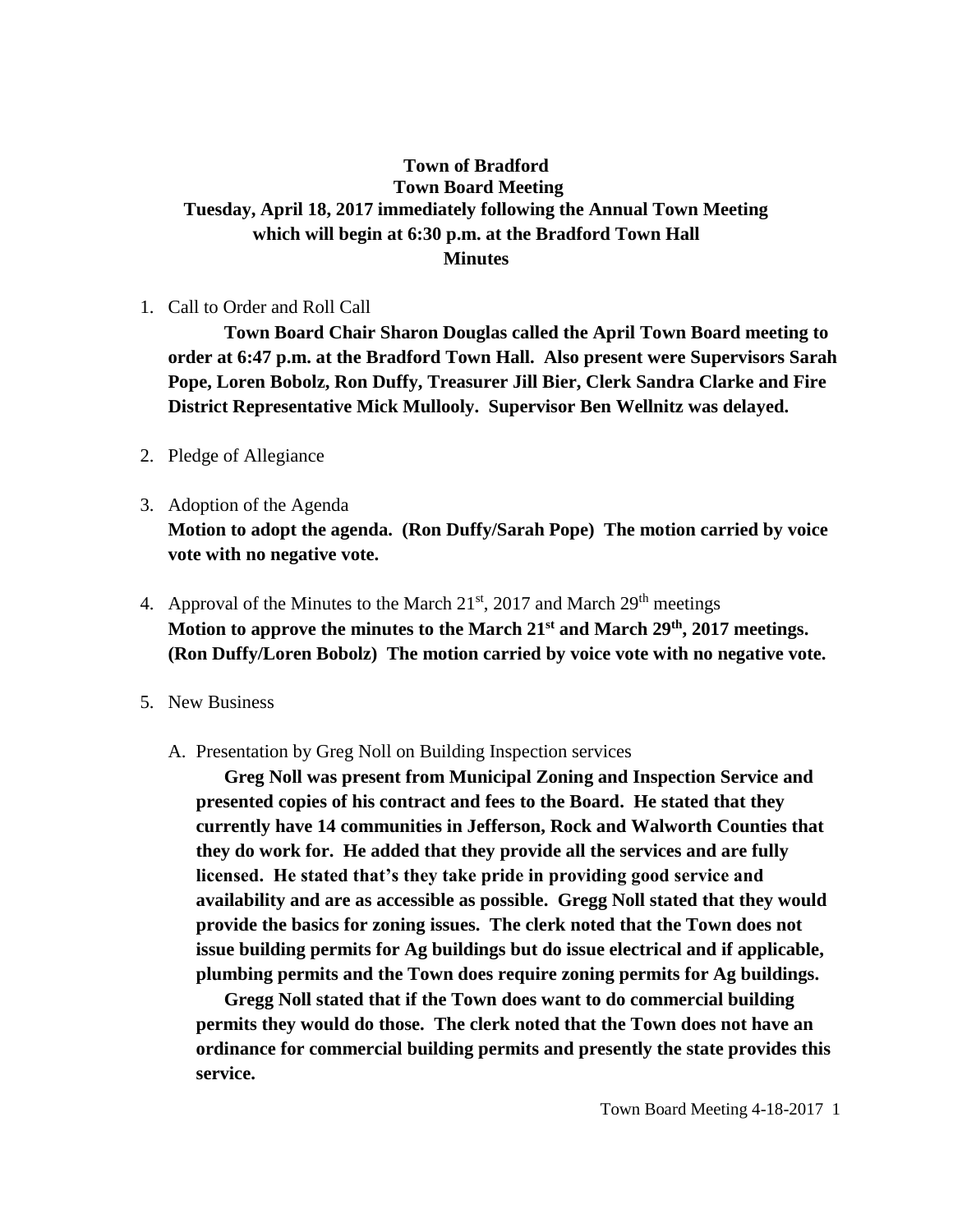**Town of Bradford**
**Town Board Meeting**
**Tuesday, April 18, 2017 immediately following the Annual Town Meeting which will begin at 6:30 p.m. at the Bradford Town Hall**
**Minutes**

1. Call to Order and Roll Call

 **Town Board Chair Sharon Douglas called the April Town Board meeting to order at 6:47 p.m. at the Bradford Town Hall. Also present were Supervisors Sarah Pope, Loren Bobolz, Ron Duffy, Treasurer Jill Bier, Clerk Sandra Clarke and Fire District Representative Mick Mullooly. Supervisor Ben Wellnitz was delayed.**

2. Pledge of Allegiance

3. Adoption of the Agenda
 **Motion to adopt the agenda. (Ron Duffy/Sarah Pope) The motion carried by voice vote with no negative vote.**

4. Approval of the Minutes to the March 21st, 2017 and March 29th meetings
 **Motion to approve the minutes to the March 21st and March 29th, 2017 meetings. (Ron Duffy/Loren Bobolz) The motion carried by voice vote with no negative vote.**

5. New Business

 A. Presentation by Greg Noll on Building Inspection services

 **Greg Noll was present from Municipal Zoning and Inspection Service and presented copies of his contract and fees to the Board. He stated that they currently have 14 communities in Jefferson, Rock and Walworth Counties that they do work for. He added that they provide all the services and are fully licensed. He stated that's they take pride in providing good service and availability and are as accessible as possible. Gregg Noll stated that they would provide the basics for zoning issues. The clerk noted that the Town does not issue building permits for Ag buildings but do issue electrical and if applicable, plumbing permits and the Town does require zoning permits for Ag buildings.**

 **Gregg Noll stated that if the Town does want to do commercial building permits they would do those. The clerk noted that the Town does not have an ordinance for commercial building permits and presently the state provides this service.**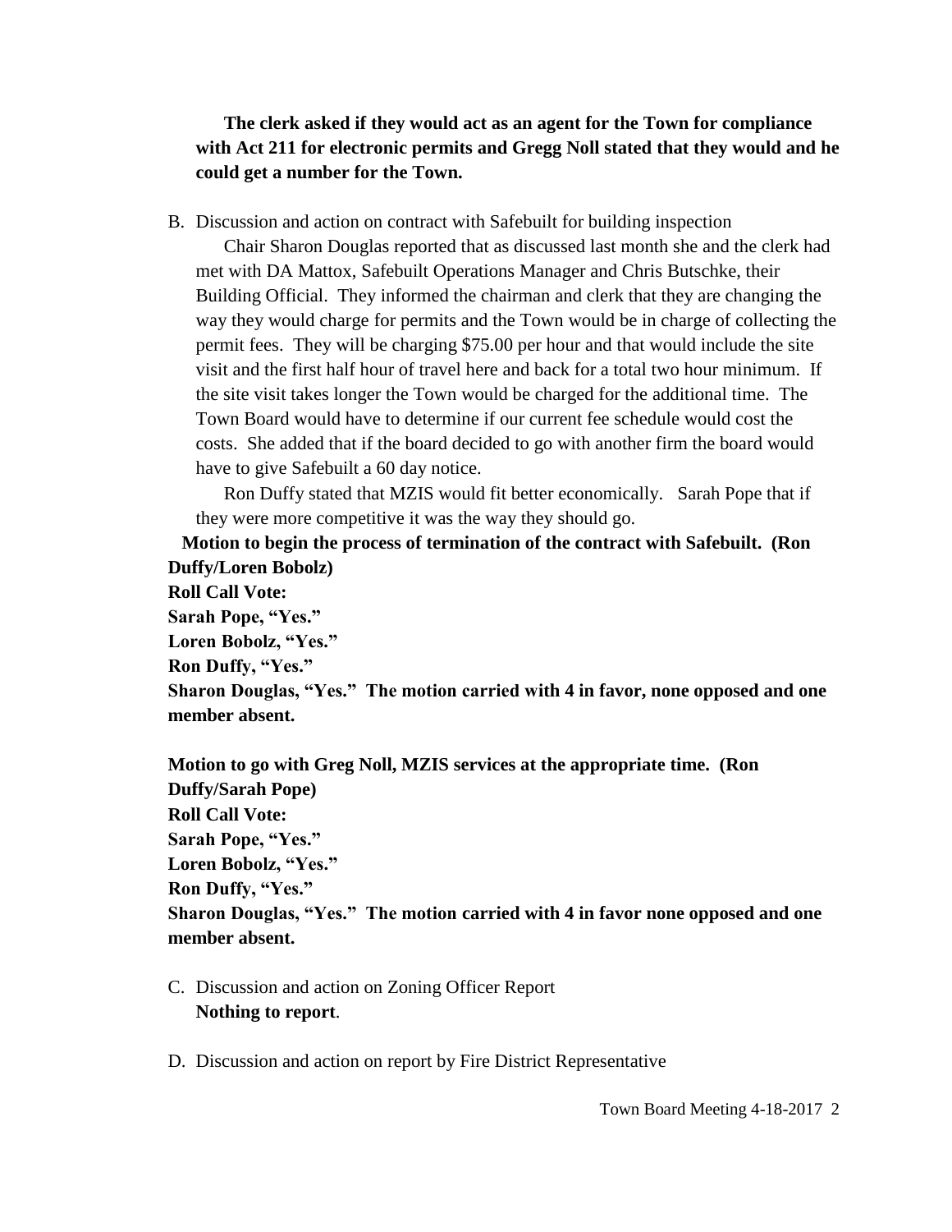**The clerk asked if they would act as an agent for the Town for compliance with Act 211 for electronic permits and Gregg Noll stated that they would and he could get a number for the Town.**

B. Discussion and action on contract with Safebuilt for building inspection

Chair Sharon Douglas reported that as discussed last month she and the clerk had met with DA Mattox, Safebuilt Operations Manager and Chris Butschke, their Building Official. They informed the chairman and clerk that they are changing the way they would charge for permits and the Town would be in charge of collecting the permit fees. They will be charging $75.00 per hour and that would include the site visit and the first half hour of travel here and back for a total two hour minimum. If the site visit takes longer the Town would be charged for the additional time. The Town Board would have to determine if our current fee schedule would cost the costs. She added that if the board decided to go with another firm the board would have to give Safebuilt a 60 day notice.

Ron Duffy stated that MZIS would fit better economically. Sarah Pope that if they were more competitive it was the way they should go.

**Motion to begin the process of termination of the contract with Safebuilt. (Ron Duffy/Loren Bobolz)**
**Roll Call Vote:**
**Sarah Pope, "Yes."**
**Loren Bobolz, "Yes."**
**Ron Duffy, "Yes."**
**Sharon Douglas, "Yes." The motion carried with 4 in favor, none opposed and one member absent.**

**Motion to go with Greg Noll, MZIS services at the appropriate time. (Ron Duffy/Sarah Pope)**
**Roll Call Vote:**
**Sarah Pope, "Yes."**
**Loren Bobolz, "Yes."**
**Ron Duffy, "Yes."**
**Sharon Douglas, "Yes." The motion carried with 4 in favor none opposed and one member absent.**

C. Discussion and action on Zoning Officer Report
**Nothing to report**.

D. Discussion and action on report by Fire District Representative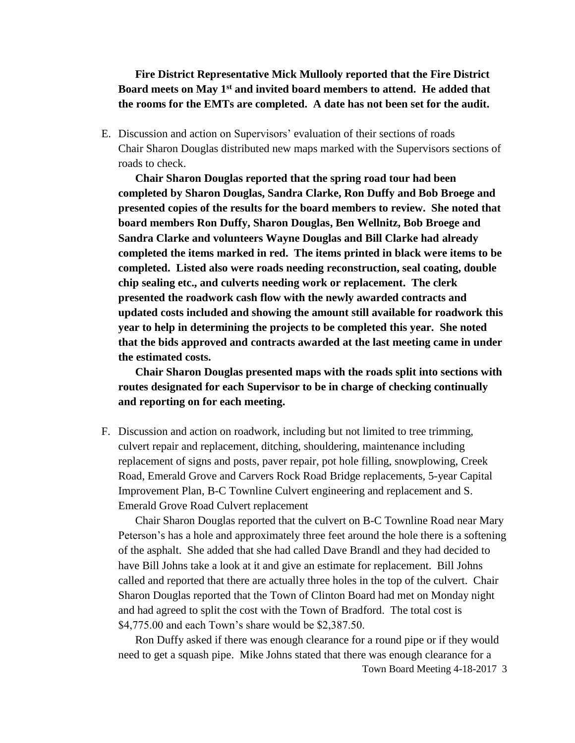**Fire District Representative Mick Mullooly reported that the Fire District Board meets on May 1st and invited board members to attend. He added that the rooms for the EMTs are completed. A date has not been set for the audit.**

E. Discussion and action on Supervisors' evaluation of their sections of roads
Chair Sharon Douglas distributed new maps marked with the Supervisors sections of roads to check.

**Chair Sharon Douglas reported that the spring road tour had been completed by Sharon Douglas, Sandra Clarke, Ron Duffy and Bob Broege and presented copies of the results for the board members to review. She noted that board members Ron Duffy, Sharon Douglas, Ben Wellnitz, Bob Broege and Sandra Clarke and volunteers Wayne Douglas and Bill Clarke had already completed the items marked in red. The items printed in black were items to be completed. Listed also were roads needing reconstruction, seal coating, double chip sealing etc., and culverts needing work or replacement. The clerk presented the roadwork cash flow with the newly awarded contracts and updated costs included and showing the amount still available for roadwork this year to help in determining the projects to be completed this year. She noted that the bids approved and contracts awarded at the last meeting came in under the estimated costs.**

**Chair Sharon Douglas presented maps with the roads split into sections with routes designated for each Supervisor to be in charge of checking continually and reporting on for each meeting.**

F. Discussion and action on roadwork, including but not limited to tree trimming, culvert repair and replacement, ditching, shouldering, maintenance including replacement of signs and posts, paver repair, pot hole filling, snowplowing, Creek Road, Emerald Grove and Carvers Rock Road Bridge replacements, 5-year Capital Improvement Plan, B-C Townline Culvert engineering and replacement and S. Emerald Grove Road Culvert replacement

Chair Sharon Douglas reported that the culvert on B-C Townline Road near Mary Peterson's has a hole and approximately three feet around the hole there is a softening of the asphalt. She added that she had called Dave Brandl and they had decided to have Bill Johns take a look at it and give an estimate for replacement. Bill Johns called and reported that there are actually three holes in the top of the culvert. Chair Sharon Douglas reported that the Town of Clinton Board had met on Monday night and had agreed to split the cost with the Town of Bradford. The total cost is $4,775.00 and each Town's share would be $2,387.50.

Ron Duffy asked if there was enough clearance for a round pipe or if they would need to get a squash pipe. Mike Johns stated that there was enough clearance for a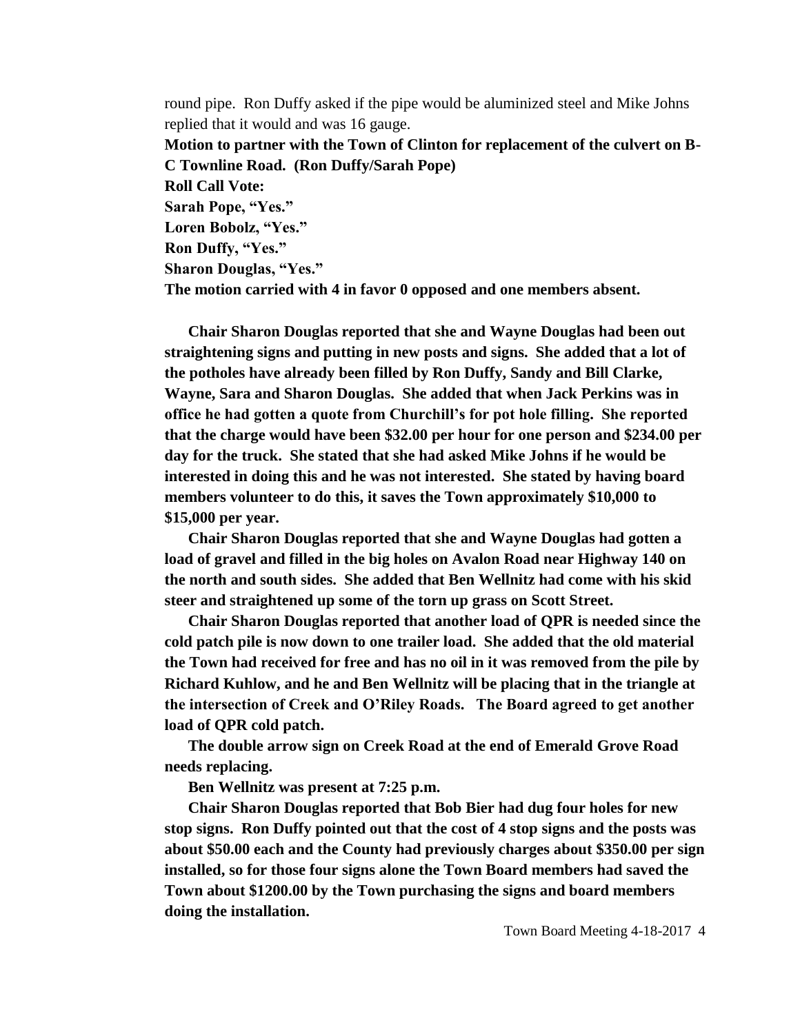round pipe. Ron Duffy asked if the pipe would be aluminized steel and Mike Johns replied that it would and was 16 gauge.

**Motion to partner with the Town of Clinton for replacement of the culvert on B-C Townline Road. (Ron Duffy/Sarah Pope)**

**Roll Call Vote:**

**Sarah Pope, "Yes."**

**Loren Bobolz, "Yes."**

**Ron Duffy, "Yes."**

**Sharon Douglas, "Yes."**

**The motion carried with 4 in favor 0 opposed and one members absent.**

**Chair Sharon Douglas reported that she and Wayne Douglas had been out straightening signs and putting in new posts and signs. She added that a lot of the potholes have already been filled by Ron Duffy, Sandy and Bill Clarke, Wayne, Sara and Sharon Douglas. She added that when Jack Perkins was in office he had gotten a quote from Churchill's for pot hole filling. She reported that the charge would have been $32.00 per hour for one person and $234.00 per day for the truck. She stated that she had asked Mike Johns if he would be interested in doing this and he was not interested. She stated by having board members volunteer to do this, it saves the Town approximately $10,000 to $15,000 per year.**

**Chair Sharon Douglas reported that she and Wayne Douglas had gotten a load of gravel and filled in the big holes on Avalon Road near Highway 140 on the north and south sides. She added that Ben Wellnitz had come with his skid steer and straightened up some of the torn up grass on Scott Street.**

**Chair Sharon Douglas reported that another load of QPR is needed since the cold patch pile is now down to one trailer load. She added that the old material the Town had received for free and has no oil in it was removed from the pile by Richard Kuhlow, and he and Ben Wellnitz will be placing that in the triangle at the intersection of Creek and O'Riley Roads. The Board agreed to get another load of QPR cold patch.**

**The double arrow sign on Creek Road at the end of Emerald Grove Road needs replacing.**

**Ben Wellnitz was present at 7:25 p.m.**

**Chair Sharon Douglas reported that Bob Bier had dug four holes for new stop signs. Ron Duffy pointed out that the cost of 4 stop signs and the posts was about $50.00 each and the County had previously charges about $350.00 per sign installed, so for those four signs alone the Town Board members had saved the Town about $1200.00 by the Town purchasing the signs and board members doing the installation.**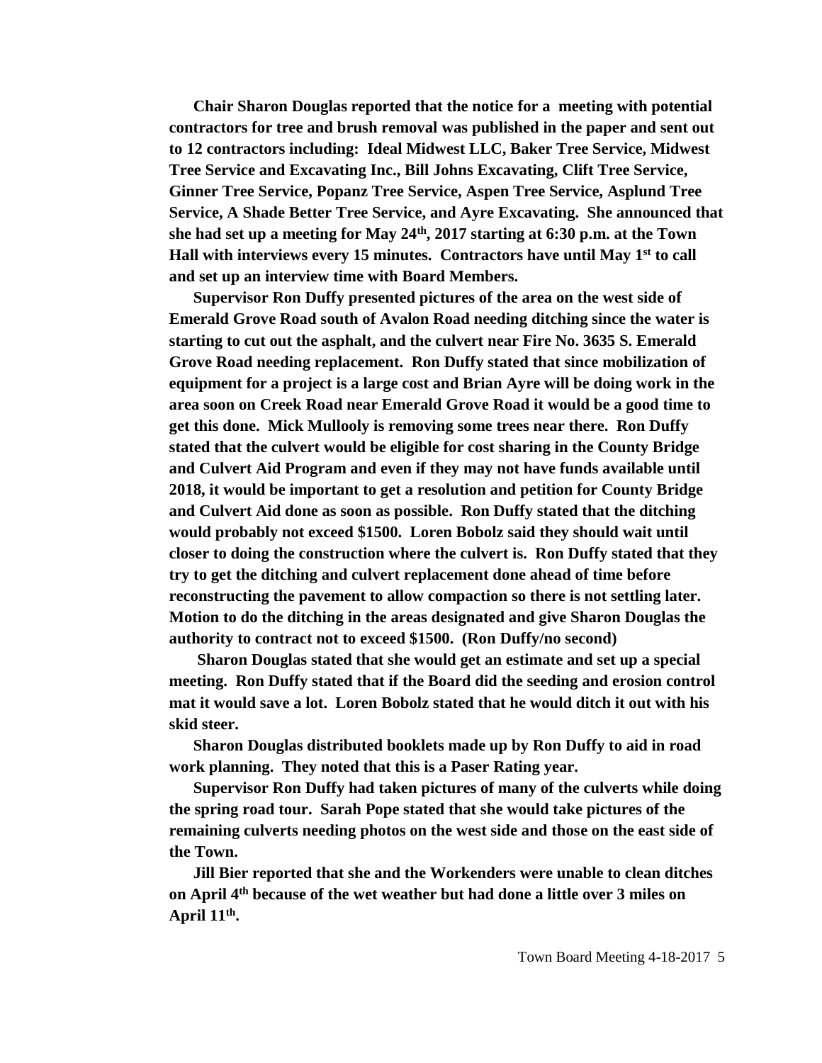**Chair Sharon Douglas reported that the notice for a meeting with potential contractors for tree and brush removal was published in the paper and sent out to 12 contractors including: Ideal Midwest LLC, Baker Tree Service, Midwest Tree Service and Excavating Inc., Bill Johns Excavating, Clift Tree Service, Ginner Tree Service, Popanz Tree Service, Aspen Tree Service, Asplund Tree Service, A Shade Better Tree Service, and Ayre Excavating. She announced that she had set up a meeting for May 24th, 2017 starting at 6:30 p.m. at the Town Hall with interviews every 15 minutes. Contractors have until May 1st to call and set up an interview time with Board Members.**

**Supervisor Ron Duffy presented pictures of the area on the west side of Emerald Grove Road south of Avalon Road needing ditching since the water is starting to cut out the asphalt, and the culvert near Fire No. 3635 S. Emerald Grove Road needing replacement. Ron Duffy stated that since mobilization of equipment for a project is a large cost and Brian Ayre will be doing work in the area soon on Creek Road near Emerald Grove Road it would be a good time to get this done. Mick Mullooly is removing some trees near there. Ron Duffy stated that the culvert would be eligible for cost sharing in the County Bridge and Culvert Aid Program and even if they may not have funds available until 2018, it would be important to get a resolution and petition for County Bridge and Culvert Aid done as soon as possible. Ron Duffy stated that the ditching would probably not exceed $1500. Loren Bobolz said they should wait until closer to doing the construction where the culvert is. Ron Duffy stated that they try to get the ditching and culvert replacement done ahead of time before reconstructing the pavement to allow compaction so there is not settling later. Motion to do the ditching in the areas designated and give Sharon Douglas the authority to contract not to exceed $1500. (Ron Duffy/no second)**

**Sharon Douglas stated that she would get an estimate and set up a special meeting. Ron Duffy stated that if the Board did the seeding and erosion control mat it would save a lot. Loren Bobolz stated that he would ditch it out with his skid steer.**

**Sharon Douglas distributed booklets made up by Ron Duffy to aid in road work planning. They noted that this is a Paser Rating year.**

**Supervisor Ron Duffy had taken pictures of many of the culverts while doing the spring road tour. Sarah Pope stated that she would take pictures of the remaining culverts needing photos on the west side and those on the east side of the Town.**

**Jill Bier reported that she and the Workenders were unable to clean ditches on April 4th because of the wet weather but had done a little over 3 miles on April 11th.**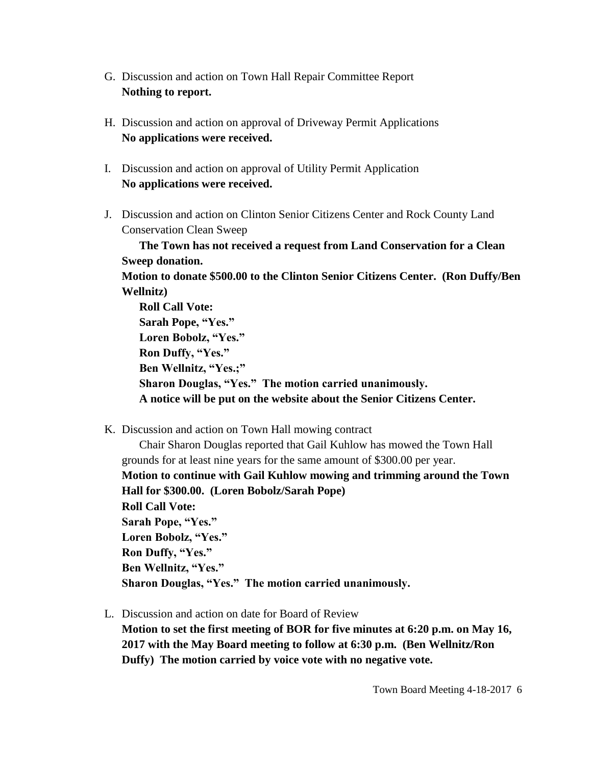G. Discussion and action on Town Hall Repair Committee Report
   **Nothing to report.**

H. Discussion and action on approval of Driveway Permit Applications
   **No applications were received.**

I. Discussion and action on approval of Utility Permit Application
   **No applications were received.**

J. Discussion and action on Clinton Senior Citizens Center and Rock County Land Conservation Clean Sweep

   **The Town has not received a request from Land Conservation for a Clean Sweep donation.**

   **Motion to donate $500.00 to the Clinton Senior Citizens Center. (Ron Duffy/Ben Wellnitz)**

   **Roll Call Vote:**
   **Sarah Pope, "Yes."**
   **Loren Bobolz, "Yes."**
   **Ron Duffy, "Yes."**
   **Ben Wellnitz, "Yes.;"**
   **Sharon Douglas, "Yes." The motion carried unanimously.**
   **A notice will be put on the website about the Senior Citizens Center.**

K. Discussion and action on Town Hall mowing contract

   Chair Sharon Douglas reported that Gail Kuhlow has mowed the Town Hall grounds for at least nine years for the same amount of $300.00 per year.

   **Motion to continue with Gail Kuhlow mowing and trimming around the Town Hall for $300.00. (Loren Bobolz/Sarah Pope)**
   **Roll Call Vote:**
   **Sarah Pope, "Yes."**
   **Loren Bobolz, "Yes."**
   **Ron Duffy, "Yes."**
   **Ben Wellnitz, "Yes."**
   **Sharon Douglas, "Yes." The motion carried unanimously.**

L. Discussion and action on date for Board of Review
   **Motion to set the first meeting of BOR for five minutes at 6:20 p.m. on May 16, 2017 with the May Board meeting to follow at 6:30 p.m. (Ben Wellnitz/Ron Duffy) The motion carried by voice vote with no negative vote.**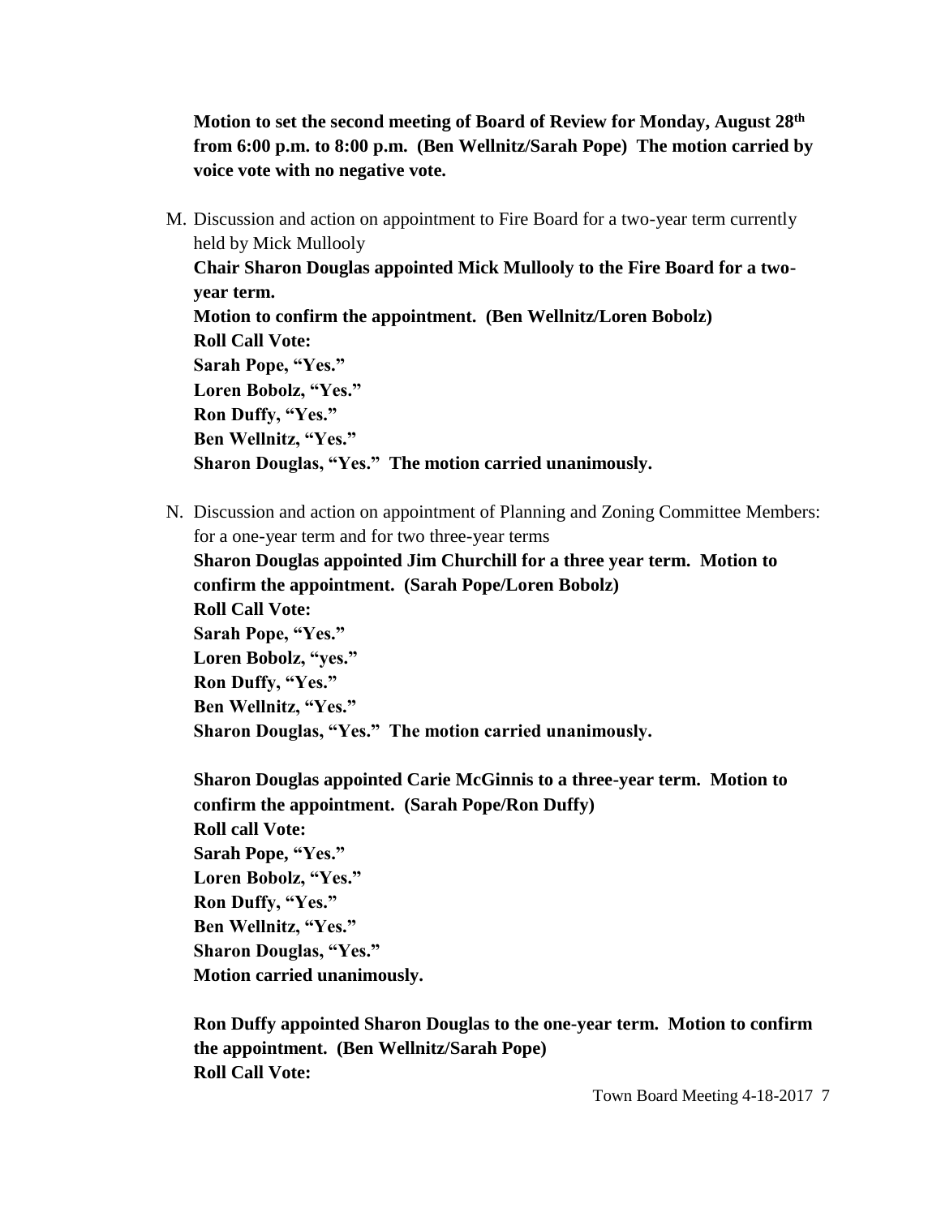**Motion to set the second meeting of Board of Review for Monday, August 28th from 6:00 p.m. to 8:00 p.m. (Ben Wellnitz/Sarah Pope) The motion carried by voice vote with no negative vote.**

M. Discussion and action on appointment to Fire Board for a two-year term currently held by Mick Mullooly
**Chair Sharon Douglas appointed Mick Mullooly to the Fire Board for a two-year term.**
**Motion to confirm the appointment. (Ben Wellnitz/Loren Bobolz)**
**Roll Call Vote:**
**Sarah Pope, "Yes."**
**Loren Bobolz, "Yes."**
**Ron Duffy, "Yes."**
**Ben Wellnitz, "Yes."**
**Sharon Douglas, "Yes." The motion carried unanimously.**

N. Discussion and action on appointment of Planning and Zoning Committee Members: for a one-year term and for two three-year terms
**Sharon Douglas appointed Jim Churchill for a three year term. Motion to confirm the appointment. (Sarah Pope/Loren Bobolz)**
**Roll Call Vote:**
**Sarah Pope, "Yes."**
**Loren Bobolz, "yes."**
**Ron Duffy, "Yes."**
**Ben Wellnitz, "Yes."**
**Sharon Douglas, "Yes." The motion carried unanimously.**

**Sharon Douglas appointed Carie McGinnis to a three-year term. Motion to confirm the appointment. (Sarah Pope/Ron Duffy)**
**Roll call Vote:**
**Sarah Pope, "Yes."**
**Loren Bobolz, "Yes."**
**Ron Duffy, "Yes."**
**Ben Wellnitz, "Yes."**
**Sharon Douglas, "Yes."**
**Motion carried unanimously.**

**Ron Duffy appointed Sharon Douglas to the one-year term. Motion to confirm the appointment. (Ben Wellnitz/Sarah Pope)**
**Roll Call Vote:**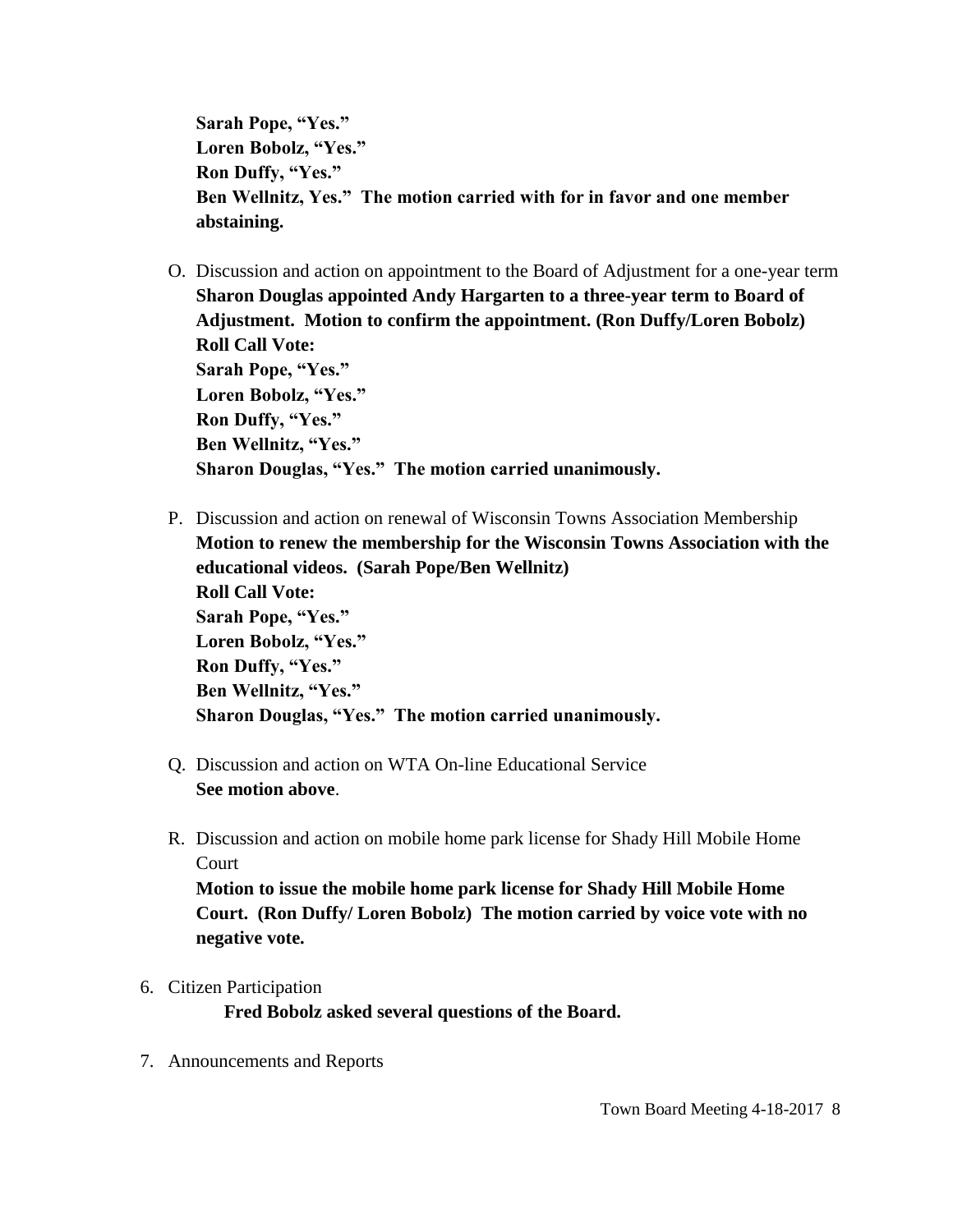**Sarah Pope, "Yes."**
**Loren Bobolz, "Yes."**
**Ron Duffy, "Yes."**
**Ben Wellnitz, Yes." The motion carried with for in favor and one member abstaining.**

O. Discussion and action on appointment to the Board of Adjustment for a one-year term
**Sharon Douglas appointed Andy Hargarten to a three-year term to Board of Adjustment. Motion to confirm the appointment. (Ron Duffy/Loren Bobolz)**
**Roll Call Vote:**
**Sarah Pope, "Yes."**
**Loren Bobolz, "Yes."**
**Ron Duffy, "Yes."**
**Ben Wellnitz, "Yes."**
**Sharon Douglas, "Yes." The motion carried unanimously.**

P. Discussion and action on renewal of Wisconsin Towns Association Membership
**Motion to renew the membership for the Wisconsin Towns Association with the educational videos. (Sarah Pope/Ben Wellnitz)**
**Roll Call Vote:**
**Sarah Pope, "Yes."**
**Loren Bobolz, "Yes."**
**Ron Duffy, "Yes."**
**Ben Wellnitz, "Yes."**
**Sharon Douglas, "Yes." The motion carried unanimously.**

Q. Discussion and action on WTA On-line Educational Service
**See motion above**.

R. Discussion and action on mobile home park license for Shady Hill Mobile Home Court
**Motion to issue the mobile home park license for Shady Hill Mobile Home Court. (Ron Duffy/ Loren Bobolz) The motion carried by voice vote with no negative vote.**

6. Citizen Participation
**Fred Bobolz asked several questions of the Board.**

7. Announcements and Reports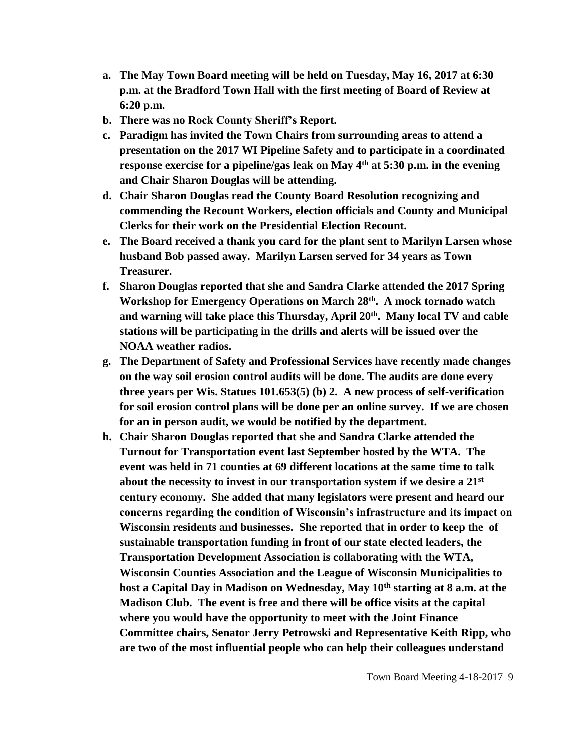- **a. The May Town Board meeting will be held on Tuesday, May 16, 2017 at 6:30 p.m. at the Bradford Town Hall with the first meeting of Board of Review at 6:20 p.m.**
- **b. There was no Rock County Sheriff's Report.**
- **c. Paradigm has invited the Town Chairs from surrounding areas to attend a presentation on the 2017 WI Pipeline Safety and to participate in a coordinated response exercise for a pipeline/gas leak on May 4th at 5:30 p.m. in the evening and Chair Sharon Douglas will be attending.**
- **d. Chair Sharon Douglas read the County Board Resolution recognizing and commending the Recount Workers, election officials and County and Municipal Clerks for their work on the Presidential Election Recount.**
- **e. The Board received a thank you card for the plant sent to Marilyn Larsen whose husband Bob passed away. Marilyn Larsen served for 34 years as Town Treasurer.**
- **f. Sharon Douglas reported that she and Sandra Clarke attended the 2017 Spring Workshop for Emergency Operations on March 28th. A mock tornado watch and warning will take place this Thursday, April 20th. Many local TV and cable stations will be participating in the drills and alerts will be issued over the NOAA weather radios.**
- **g. The Department of Safety and Professional Services have recently made changes on the way soil erosion control audits will be done. The audits are done every three years per Wis. Statues 101.653(5) (b) 2. A new process of self-verification for soil erosion control plans will be done per an online survey. If we are chosen for an in person audit, we would be notified by the department.**
- **h. Chair Sharon Douglas reported that she and Sandra Clarke attended the Turnout for Transportation event last September hosted by the WTA. The event was held in 71 counties at 69 different locations at the same time to talk about the necessity to invest in our transportation system if we desire a 21st century economy. She added that many legislators were present and heard our concerns regarding the condition of Wisconsin's infrastructure and its impact on Wisconsin residents and businesses. She reported that in order to keep the of sustainable transportation funding in front of our state elected leaders, the Transportation Development Association is collaborating with the WTA, Wisconsin Counties Association and the League of Wisconsin Municipalities to host a Capital Day in Madison on Wednesday, May 10th starting at 8 a.m. at the Madison Club. The event is free and there will be office visits at the capital where you would have the opportunity to meet with the Joint Finance Committee chairs, Senator Jerry Petrowski and Representative Keith Ripp, who are two of the most influential people who can help their colleagues understand**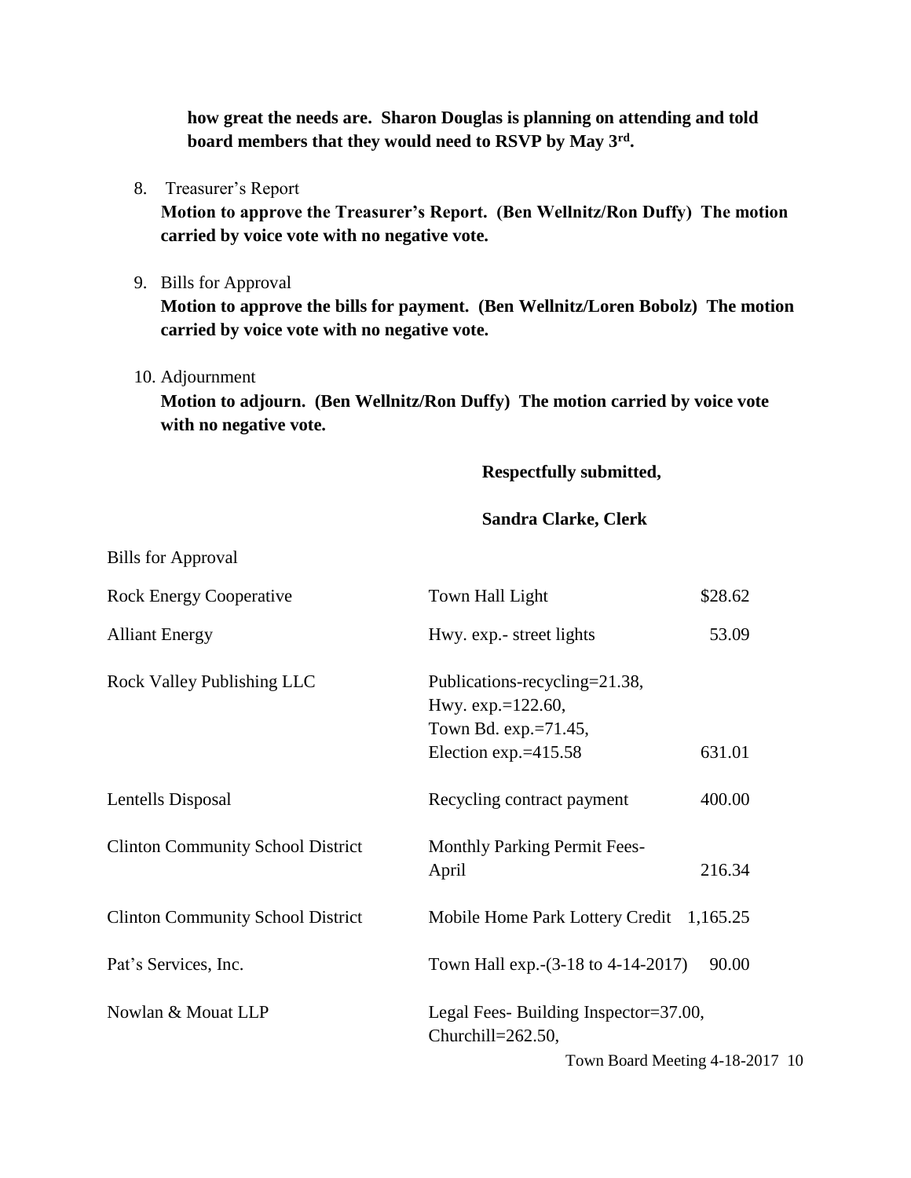**how great the needs are. Sharon Douglas is planning on attending and told board members that they would need to RSVP by May 3rd.**

8. Treasurer's Report
   **Motion to approve the Treasurer's Report. (Ben Wellnitz/Ron Duffy) The motion carried by voice vote with no negative vote.**

9. Bills for Approval
   **Motion to approve the bills for payment. (Ben Wellnitz/Loren Bobolz) The motion carried by voice vote with no negative vote.**

10. Adjournment
    **Motion to adjourn. (Ben Wellnitz/Ron Duffy) The motion carried by voice vote with no negative vote.**

**Respectfully submitted,**

**Sandra Clarke, Clerk**

Bills for Approval

| | | |
|---|---|---|
| Rock Energy Cooperative | Town Hall Light | $28.62 |
| Alliant Energy | Hwy. exp.- street lights | 53.09 |
| Rock Valley Publishing LLC | Publications-recycling=21.38, Hwy. exp.=122.60, Town Bd. exp.=71.45, Election exp.=415.58 | 631.01 |
| Lentells Disposal | Recycling contract payment | 400.00 |
| Clinton Community School District | Monthly Parking Permit Fees-April | 216.34 |
| Clinton Community School District | Mobile Home Park Lottery Credit | 1,165.25 |
| Pat's Services, Inc. | Town Hall exp.-(3-18 to 4-14-2017) | 90.00 |
| Nowlan & Mouat LLP | Legal Fees- Building Inspector=37.00, Churchill=262.50, | |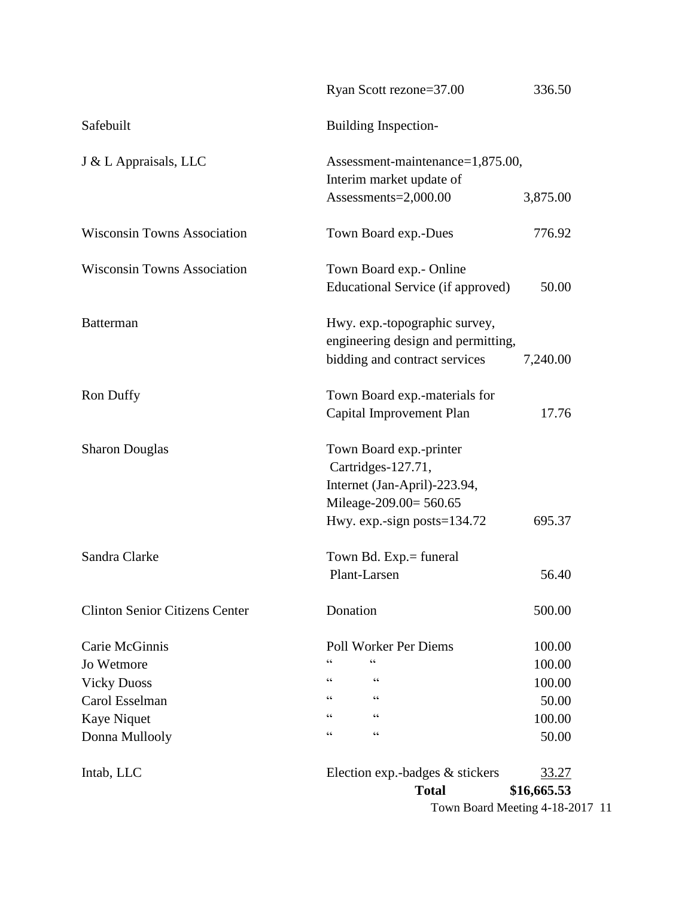| | | |
|---|---|---|
| | Ryan Scott rezone=37.00 | 336.50 |
| Safebuilt | Building Inspection- | |
| J & L Appraisals, LLC | Assessment-maintenance=1,875.00, Interim market update of Assessments=2,000.00 | 3,875.00 |
| Wisconsin Towns Association | Town Board exp.-Dues | 776.92 |
| Wisconsin Towns Association | Town Board exp.- Online Educational Service (if approved) | 50.00 |
| Batterman | Hwy. exp.-topographic survey, engineering design and permitting, bidding and contract services | 7,240.00 |
| Ron Duffy | Town Board exp.-materials for Capital Improvement Plan | 17.76 |
| Sharon Douglas | Town Board exp.-printer Cartridges-127.71, Internet (Jan-April)-223.94, Mileage-209.00= 560.65 Hwy. exp.-sign posts=134.72 | 695.37 |
| Sandra Clarke | Town Bd. Exp.= funeral Plant-Larsen | 56.40 |
| Clinton Senior Citizens Center | Donation | 500.00 |
| Carie McGinnis | Poll Worker Per Diems | 100.00 |
| Jo Wetmore | " " | 100.00 |
| Vicky Duoss | " " | 100.00 |
| Carol Esselman | " " | 50.00 |
| Kaye Niquet | " " | 100.00 |
| Donna Mullooly | " " | 50.00 |
| Intab, LLC | Election exp.-badges & stickers | 33.27 |
| | **Total** | **$16,665.53** |

Town Board Meeting 4-18-2017